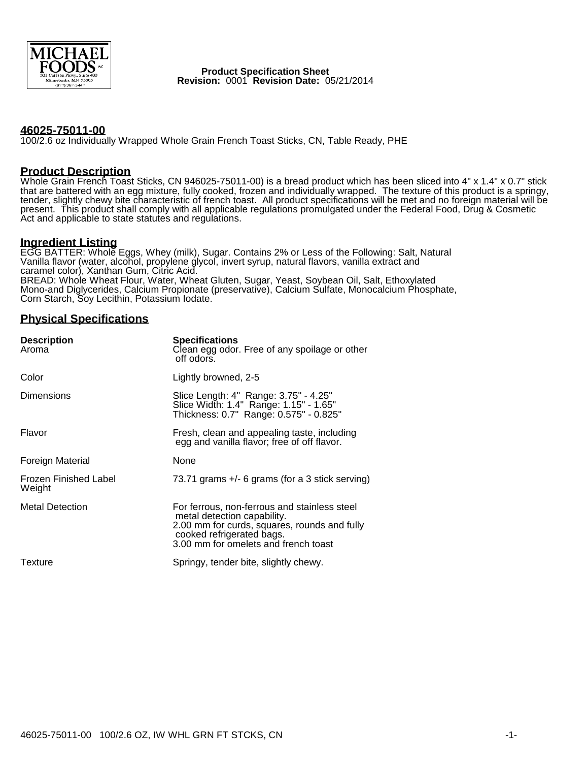**Product Specification Sheet**
**Revision:** 0001 **Revision Date:** 05/21/2014

## 46025-75011-00

100/2.6 oz Individually Wrapped Whole Grain French Toast Sticks, CN, Table Ready, PHE

## Product Description

Whole Grain French Toast Sticks, CN 946025-75011-00) is a bread product which has been sliced into 4" x 1.4" x 0.7" stick that are battered with an egg mixture, fully cooked, frozen and individually wrapped. The texture of this product is a springy, tender, slightly chewy bite characteristic of french toast. All product specifications will be met and no foreign material will be present. This product shall comply with all applicable regulations promulgated under the Federal Food, Drug & Cosmetic Act and applicable to state statutes and regulations.

## Ingredient Listing

EGG BATTER: Whole Eggs, Whey (milk), Sugar. Contains 2% or Less of the Following: Salt, Natural Vanilla flavor (water, alcohol, propylene glycol, invert syrup, natural flavors, vanilla extract and caramel color), Xanthan Gum, Citric Acid.
BREAD: Whole Wheat Flour, Water, Wheat Gluten, Sugar, Yeast, Soybean Oil, Salt, Ethoxylated Mono-and Diglycerides, Calcium Propionate (preservative), Calcium Sulfate, Monocalcium Phosphate, Corn Starch, Soy Lecithin, Potassium Iodate.

## Physical Specifications

| Description | Specifications |
| --- | --- |
| Aroma | Clean egg odor. Free of any spoilage or other off odors. |
| Color | Lightly browned, 2-5 |
| Dimensions | Slice Length: 4" Range: 3.75" - 4.25"<br>Slice Width: 1.4" Range: 1.15" - 1.65"<br>Thickness: 0.7" Range: 0.575" - 0.825" |
| Flavor | Fresh, clean and appealing taste, including egg and vanilla flavor; free of off flavor. |
| Foreign Material | None |
| Frozen Finished Label Weight | 73.71 grams +/- 6 grams (for a 3 stick serving) |
| Metal Detection | For ferrous, non-ferrous and stainless steel metal detection capability.<br>2.00 mm for curds, squares, rounds and fully cooked refrigerated bags.<br>3.00 mm for omelets and french toast |
| Texture | Springy, tender bite, slightly chewy. |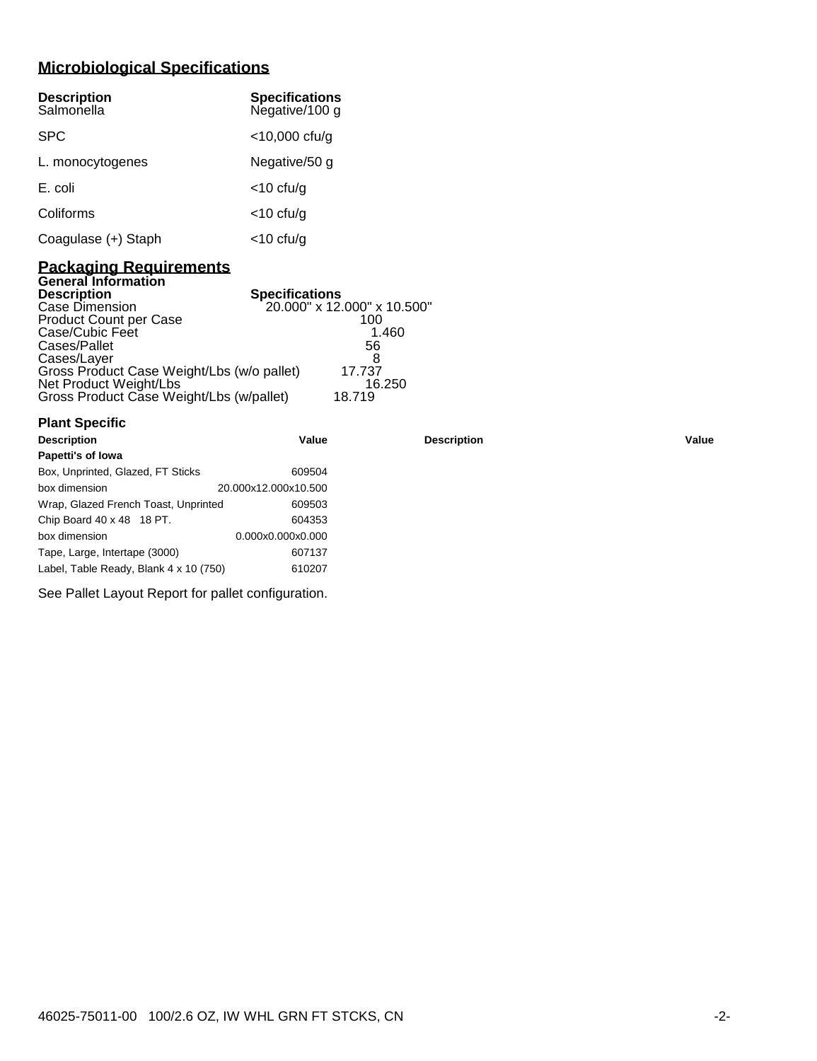## Microbiological Specifications

| Description | Specifications |
|---|---|
| Salmonella | Negative/100 g |
| SPC | <10,000 cfu/g |
| L. monocytogenes | Negative/50 g |
| E. coli | <10 cfu/g |
| Coliforms | <10 cfu/g |
| Coagulase (+) Staph | <10 cfu/g |

## Packaging Requirements

### General Information

| Description | Specifications |
|---|---|
| Case Dimension | 20.000" x 12.000" x 10.500" |
| Product Count per Case | 100 |
| Case/Cubic Feet | 1.460 |
| Cases/Pallet | 56 |
| Cases/Layer | 8 |
| Gross Product Case Weight/Lbs (w/o pallet) | 17.737 |
| Net Product Weight/Lbs | 16.250 |
| Gross Product Case Weight/Lbs (w/pallet) | 18.719 |

### Plant Specific

| Description | Value | Description | Value |
|---|---|---|---|
| **Papetti's of Iowa** | | | |
| Box, Unprinted, Glazed, FT Sticks | 609504 | | |
| box dimension | 20.000x12.000x10.500 | | |
| Wrap, Glazed French Toast, Unprinted | 609503 | | |
| Chip Board 40 x 48 18 PT. | 604353 | | |
| box dimension | 0.000x0.000x0.000 | | |
| Tape, Large, Intertape (3000) | 607137 | | |
| Label, Table Ready, Blank 4 x 10 (750) | 610207 | | |

See Pallet Layout Report for pallet configuration.

46025-75011-00 100/2.6 OZ, IW WHL GRN FT STCKS, CN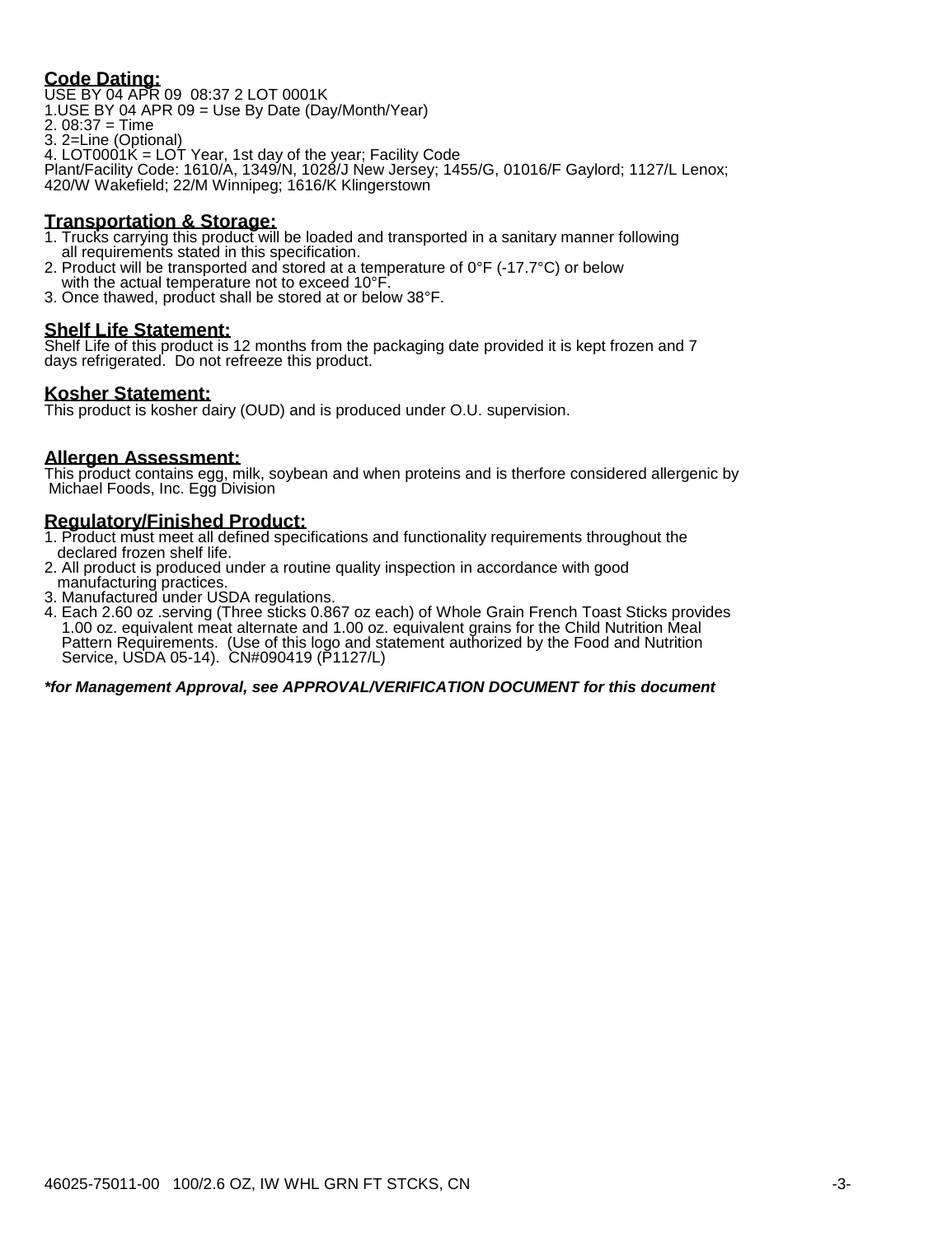**Code Dating:**

USE BY 04 APR 09 08:37 2 LOT 0001K

1.USE BY 04 APR 09 = Use By Date (Day/Month/Year)
2. 08:37 = Time
3. 2=Line (Optional)
4. LOT0001K = LOT Year, 1st day of the year; Facility Code

Plant/Facility Code: 1610/A, 1349/N, 1028/J New Jersey; 1455/G, 01016/F Gaylord; 1127/L Lenox; 420/W Wakefield; 22/M Winnipeg; 1616/K Klingerstown

**Transportation & Storage:**

1. Trucks carrying this product will be loaded and transported in a sanitary manner following all requirements stated in this specification.
2. Product will be transported and stored at a temperature of 0°F (-17.7°C) or below with the actual temperature not to exceed 10°F.
3. Once thawed, product shall be stored at or below 38°F.

**Shelf Life Statement:**

Shelf Life of this product is 12 months from the packaging date provided it is kept frozen and 7 days refrigerated. Do not refreeze this product.

**Kosher Statement:**

This product is kosher dairy (OUD) and is produced under O.U. supervision.

**Allergen Assessment:**

This product contains egg, milk, soybean and when proteins and is therfore considered allergenic by Michael Foods, Inc. Egg Division

**Regulatory/Finished Product:**

1. Product must meet all defined specifications and functionality requirements throughout the declared frozen shelf life.
2. All product is produced under a routine quality inspection in accordance with good manufacturing practices.
3. Manufactured under USDA regulations.
4. Each 2.60 oz .serving (Three sticks 0.867 oz each) of Whole Grain French Toast Sticks provides 1.00 oz. equivalent meat alternate and 1.00 oz. equivalent grains for the Child Nutrition Meal Pattern Requirements. (Use of this logo and statement authorized by the Food and Nutrition Service, USDA 05-14). CN#090419 (P1127/L)

***for Management Approval, see APPROVAL/VERIFICATION DOCUMENT for this document**

46025-75011-00 100/2.6 OZ, IW WHL GRN FT STCKS, CN